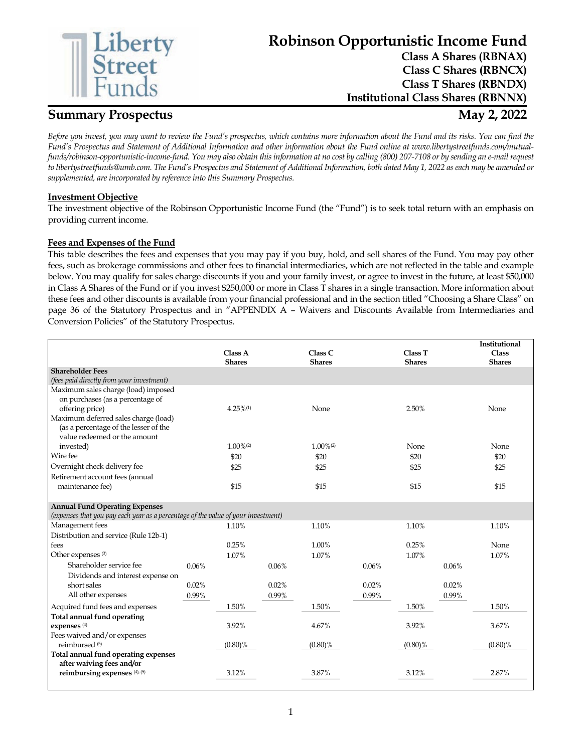Liberty Street Funds

# Robinson Opportunistic Income Fund

**Class A Shares (RBNAX)**
**Class C Shares (RBNCX)**
**Class T Shares (RBNDX)**
**Institutional Class Shares (RBNNX)**

## Summary Prospectus

**May 2, 2022**

*Before you invest, you may want to review the Fund's prospectus, which contains more information about the Fund and its risks. You can find the Fund's Prospectus and Statement of Additional Information and other information about the Fund online at www.libertystreetfunds.com/mutual-funds/robinson-opportunistic-income-fund. You may also obtain this information at no cost by calling (800) 207-7108 or by sending an e-mail request to libertystreetfunds@umb.com. The Fund's Prospectus and Statement of Additional Information, both dated May 1, 2022 as each may be amended or supplemented, are incorporated by reference into this Summary Prospectus.*

### Investment Objective

The investment objective of the Robinson Opportunistic Income Fund (the "Fund") is to seek total return with an emphasis on providing current income.

### Fees and Expenses of the Fund

This table describes the fees and expenses that you may pay if you buy, hold, and sell shares of the Fund. You may pay other fees, such as brokerage commissions and other fees to financial intermediaries, which are not reflected in the table and example below. You may qualify for sales charge discounts if you and your family invest, or agree to invest in the future, at least $50,000 in Class A Shares of the Fund or if you invest $250,000 or more in Class T shares in a single transaction. More information about these fees and other discounts is available from your financial professional and in the section titled "Choosing a Share Class" on page 36 of the Statutory Prospectus and in "APPENDIX A – Waivers and Discounts Available from Intermediaries and Conversion Policies" of the Statutory Prospectus.

| | | Class A Shares | | Class C Shares | | Class T Shares | | Institutional Class Shares |
|---|---|---|---|---|---|---|---|---|
| **Shareholder Fees** *(fees paid directly from your investment)* | | | | | | | | |
| Maximum sales charge (load) imposed on purchases (as a percentage of offering price) | | 4.25%(1) | | None | | 2.50% | | None |
| Maximum deferred sales charge (load) (as a percentage of the lesser of the value redeemed or the amount invested) | | 1.00%(2) | | 1.00%(2) | | None | | None |
| Wire fee | | $20 | | $20 | | $20 | | $20 |
| Overnight check delivery fee | | $25 | | $25 | | $25 | | $25 |
| Retirement account fees (annual maintenance fee) | | $15 | | $15 | | $15 | | $15 |
| **Annual Fund Operating Expenses** *(expenses that you pay each year as a percentage of the value of your investment)* | | | | | | | | |
| Management fees | | 1.10% | | 1.10% | | 1.10% | | 1.10% |
| Distribution and service (Rule 12b-1) fees | | 0.25% | | 1.00% | | 0.25% | | None |
| Other expenses (3) | | 1.07% | | 1.07% | | 1.07% | | 1.07% |
| Shareholder service fee | 0.06% | | 0.06% | | 0.06% | | 0.06% | |
| Dividends and interest expense on short sales | 0.02% | | 0.02% | | 0.02% | | 0.02% | |
| All other expenses | 0.99% | | 0.99% | | 0.99% | | 0.99% | |
| Acquired fund fees and expenses | | 1.50% | | 1.50% | | 1.50% | | 1.50% |
| **Total annual fund operating expenses** (4) | | 3.92% | | 4.67% | | 3.92% | | 3.67% |
| Fees waived and/or expenses reimbursed (5) | | (0.80)% | | (0.80)% | | (0.80)% | | (0.80)% |
| **Total annual fund operating expenses after waiving fees and/or reimbursing expenses** (4), (5) | | 3.12% | | 3.87% | | 3.12% | | 2.87% |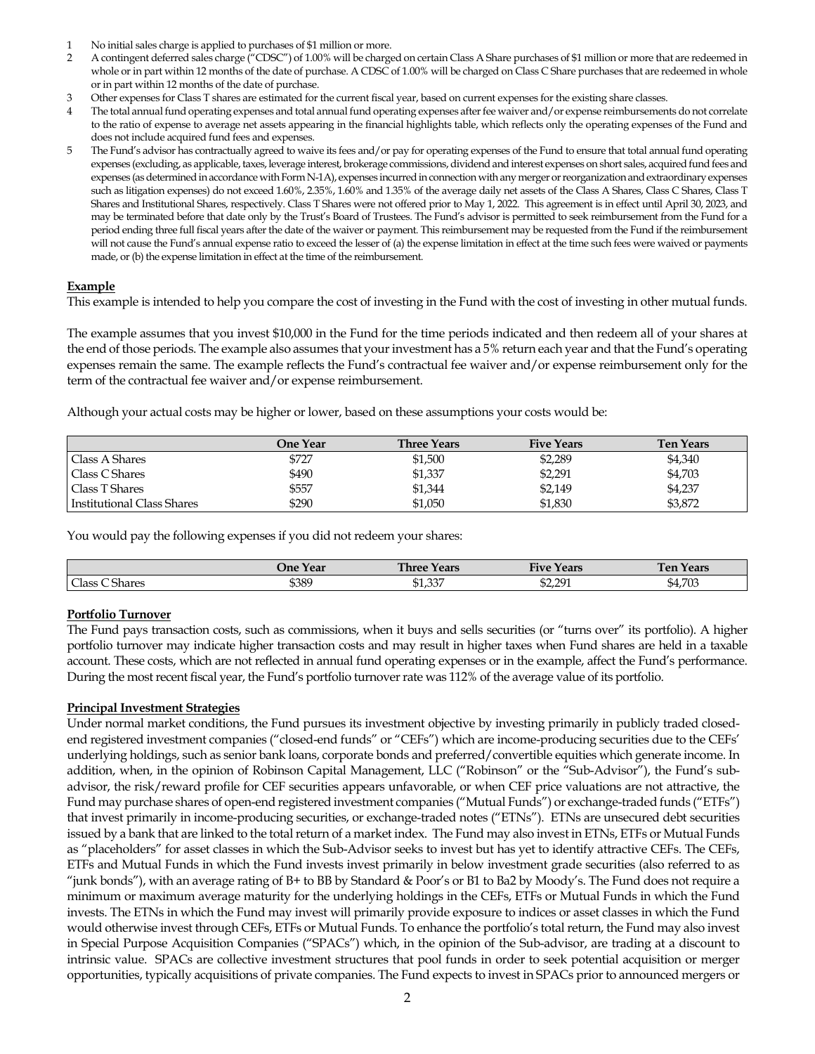1 No initial sales charge is applied to purchases of $1 million or more.
2 A contingent deferred sales charge ("CDSC") of 1.00% will be charged on certain Class A Share purchases of $1 million or more that are redeemed in whole or in part within 12 months of the date of purchase. A CDSC of 1.00% will be charged on Class C Share purchases that are redeemed in whole or in part within 12 months of the date of purchase.
3 Other expenses for Class T shares are estimated for the current fiscal year, based on current expenses for the existing share classes.
4 The total annual fund operating expenses and total annual fund operating expenses after fee waiver and/or expense reimbursements do not correlate to the ratio of expense to average net assets appearing in the financial highlights table, which reflects only the operating expenses of the Fund and does not include acquired fund fees and expenses.
5 The Fund's advisor has contractually agreed to waive its fees and/or pay for operating expenses of the Fund to ensure that total annual fund operating expenses (excluding, as applicable, taxes, leverage interest, brokerage commissions, dividend and interest expenses on short sales, acquired fund fees and expenses (as determined in accordance with Form N-1A), expenses incurred in connection with any merger or reorganization and extraordinary expenses such as litigation expenses) do not exceed 1.60%, 2.35%, 1.60% and 1.35% of the average daily net assets of the Class A Shares, Class C Shares, Class T Shares and Institutional Shares, respectively. Class T Shares were not offered prior to May 1, 2022. This agreement is in effect until April 30, 2023, and may be terminated before that date only by the Trust's Board of Trustees. The Fund's advisor is permitted to seek reimbursement from the Fund for a period ending three full fiscal years after the date of the waiver or payment. This reimbursement may be requested from the Fund if the reimbursement will not cause the Fund's annual expense ratio to exceed the lesser of (a) the expense limitation in effect at the time such fees were waived or payments made, or (b) the expense limitation in effect at the time of the reimbursement.

**Example**

This example is intended to help you compare the cost of investing in the Fund with the cost of investing in other mutual funds.

The example assumes that you invest $10,000 in the Fund for the time periods indicated and then redeem all of your shares at the end of those periods. The example also assumes that your investment has a 5% return each year and that the Fund's operating expenses remain the same. The example reflects the Fund's contractual fee waiver and/or expense reimbursement only for the term of the contractual fee waiver and/or expense reimbursement.

Although your actual costs may be higher or lower, based on these assumptions your costs would be:

| | One Year | Three Years | Five Years | Ten Years |
|---|---|---|---|---|
| Class A Shares | $727 | $1,500 | $2,289 | $4,340 |
| Class C Shares | $490 | $1,337 | $2,291 | $4,703 |
| Class T Shares | $557 | $1,344 | $2,149 | $4,237 |
| Institutional Class Shares | $290 | $1,050 | $1,830 | $3,872 |

You would pay the following expenses if you did not redeem your shares:

| | One Year | Three Years | Five Years | Ten Years |
|---|---|---|---|---|
| Class C Shares | $389 | $1,337 | $2,291 | $4,703 |

**Portfolio Turnover**

The Fund pays transaction costs, such as commissions, when it buys and sells securities (or "turns over" its portfolio). A higher portfolio turnover may indicate higher transaction costs and may result in higher taxes when Fund shares are held in a taxable account. These costs, which are not reflected in annual fund operating expenses or in the example, affect the Fund's performance. During the most recent fiscal year, the Fund's portfolio turnover rate was 112% of the average value of its portfolio.

**Principal Investment Strategies**

Under normal market conditions, the Fund pursues its investment objective by investing primarily in publicly traded closed-end registered investment companies ("closed-end funds" or "CEFs") which are income-producing securities due to the CEFs' underlying holdings, such as senior bank loans, corporate bonds and preferred/convertible equities which generate income. In addition, when, in the opinion of Robinson Capital Management, LLC ("Robinson" or the "Sub-Advisor"), the Fund's sub-advisor, the risk/reward profile for CEF securities appears unfavorable, or when CEF price valuations are not attractive, the Fund may purchase shares of open-end registered investment companies ("Mutual Funds") or exchange-traded funds ("ETFs") that invest primarily in income-producing securities, or exchange-traded notes ("ETNs"). ETNs are unsecured debt securities issued by a bank that are linked to the total return of a market index. The Fund may also invest in ETNs, ETFs or Mutual Funds as "placeholders" for asset classes in which the Sub-Advisor seeks to invest but has yet to identify attractive CEFs. The CEFs, ETFs and Mutual Funds in which the Fund invests invest primarily in below investment grade securities (also referred to as "junk bonds"), with an average rating of B+ to BB by Standard & Poor's or B1 to Ba2 by Moody's. The Fund does not require a minimum or maximum average maturity for the underlying holdings in the CEFs, ETFs or Mutual Funds in which the Fund invests. The ETNs in which the Fund may invest will primarily provide exposure to indices or asset classes in which the Fund would otherwise invest through CEFs, ETFs or Mutual Funds. To enhance the portfolio's total return, the Fund may also invest in Special Purpose Acquisition Companies ("SPACs") which, in the opinion of the Sub-advisor, are trading at a discount to intrinsic value. SPACs are collective investment structures that pool funds in order to seek potential acquisition or merger opportunities, typically acquisitions of private companies. The Fund expects to invest in SPACs prior to announced mergers or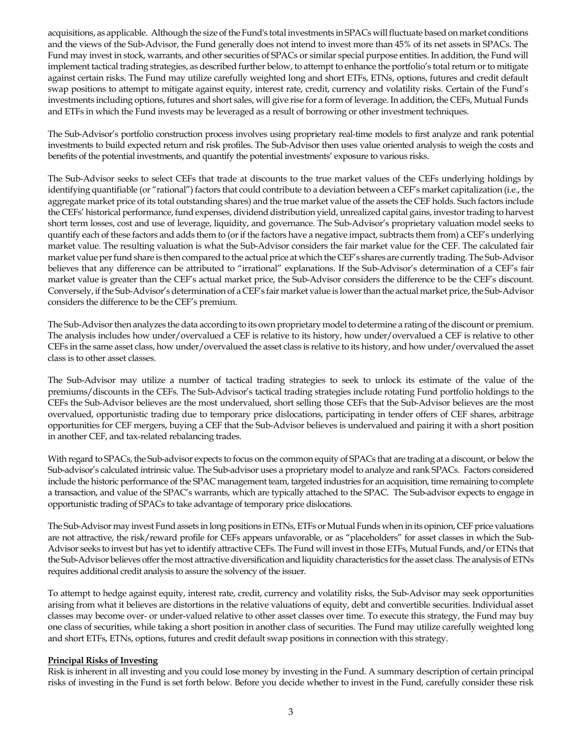acquisitions, as applicable. Although the size of the Fund's total investments in SPACs will fluctuate based on market conditions and the views of the Sub-Advisor, the Fund generally does not intend to invest more than 45% of its net assets in SPACs. The Fund may invest in stock, warrants, and other securities of SPACs or similar special purpose entities. In addition, the Fund will implement tactical trading strategies, as described further below, to attempt to enhance the portfolio's total return or to mitigate against certain risks. The Fund may utilize carefully weighted long and short ETFs, ETNs, options, futures and credit default swap positions to attempt to mitigate against equity, interest rate, credit, currency and volatility risks. Certain of the Fund's investments including options, futures and short sales, will give rise for a form of leverage. In addition, the CEFs, Mutual Funds and ETFs in which the Fund invests may be leveraged as a result of borrowing or other investment techniques.

The Sub-Advisor's portfolio construction process involves using proprietary real-time models to first analyze and rank potential investments to build expected return and risk profiles. The Sub-Advisor then uses value oriented analysis to weigh the costs and benefits of the potential investments, and quantify the potential investments' exposure to various risks.

The Sub-Advisor seeks to select CEFs that trade at discounts to the true market values of the CEFs underlying holdings by identifying quantifiable (or "rational") factors that could contribute to a deviation between a CEF's market capitalization (i.e., the aggregate market price of its total outstanding shares) and the true market value of the assets the CEF holds. Such factors include the CEFs' historical performance, fund expenses, dividend distribution yield, unrealized capital gains, investor trading to harvest short term losses, cost and use of leverage, liquidity, and governance. The Sub-Advisor's proprietary valuation model seeks to quantify each of these factors and adds them to (or if the factors have a negative impact, subtracts them from) a CEF's underlying market value. The resulting valuation is what the Sub-Advisor considers the fair market value for the CEF. The calculated fair market value per fund share is then compared to the actual price at which the CEF's shares are currently trading. The Sub-Advisor believes that any difference can be attributed to "irrational" explanations. If the Sub-Advisor's determination of a CEF's fair market value is greater than the CEF's actual market price, the Sub-Advisor considers the difference to be the CEF's discount. Conversely, if the Sub-Advisor's determination of a CEF's fair market value is lower than the actual market price, the Sub-Advisor considers the difference to be the CEF's premium.

The Sub-Advisor then analyzes the data according to its own proprietary model to determine a rating of the discount or premium. The analysis includes how under/overvalued a CEF is relative to its history, how under/overvalued a CEF is relative to other CEFs in the same asset class, how under/overvalued the asset class is relative to its history, and how under/overvalued the asset class is to other asset classes.

The Sub-Advisor may utilize a number of tactical trading strategies to seek to unlock its estimate of the value of the premiums/discounts in the CEFs. The Sub-Advisor's tactical trading strategies include rotating Fund portfolio holdings to the CEFs the Sub-Advisor believes are the most undervalued, short selling those CEFs that the Sub-Advisor believes are the most overvalued, opportunistic trading due to temporary price dislocations, participating in tender offers of CEF shares, arbitrage opportunities for CEF mergers, buying a CEF that the Sub-Advisor believes is undervalued and pairing it with a short position in another CEF, and tax-related rebalancing trades.

With regard to SPACs, the Sub-advisor expects to focus on the common equity of SPACs that are trading at a discount, or below the Sub-advisor's calculated intrinsic value. The Sub-advisor uses a proprietary model to analyze and rank SPACs. Factors considered include the historic performance of the SPAC management team, targeted industries for an acquisition, time remaining to complete a transaction, and value of the SPAC's warrants, which are typically attached to the SPAC. The Sub-advisor expects to engage in opportunistic trading of SPACs to take advantage of temporary price dislocations.

The Sub-Advisor may invest Fund assets in long positions in ETNs, ETFs or Mutual Funds when in its opinion, CEF price valuations are not attractive, the risk/reward profile for CEFs appears unfavorable, or as "placeholders" for asset classes in which the Sub-Advisor seeks to invest but has yet to identify attractive CEFs. The Fund will invest in those ETFs, Mutual Funds, and/or ETNs that the Sub-Advisor believes offer the most attractive diversification and liquidity characteristics for the asset class. The analysis of ETNs requires additional credit analysis to assure the solvency of the issuer.

To attempt to hedge against equity, interest rate, credit, currency and volatility risks, the Sub-Advisor may seek opportunities arising from what it believes are distortions in the relative valuations of equity, debt and convertible securities. Individual asset classes may become over- or under-valued relative to other asset classes over time. To execute this strategy, the Fund may buy one class of securities, while taking a short position in another class of securities. The Fund may utilize carefully weighted long and short ETFs, ETNs, options, futures and credit default swap positions in connection with this strategy.

**Principal Risks of Investing**

Risk is inherent in all investing and you could lose money by investing in the Fund. A summary description of certain principal risks of investing in the Fund is set forth below. Before you decide whether to invest in the Fund, carefully consider these risk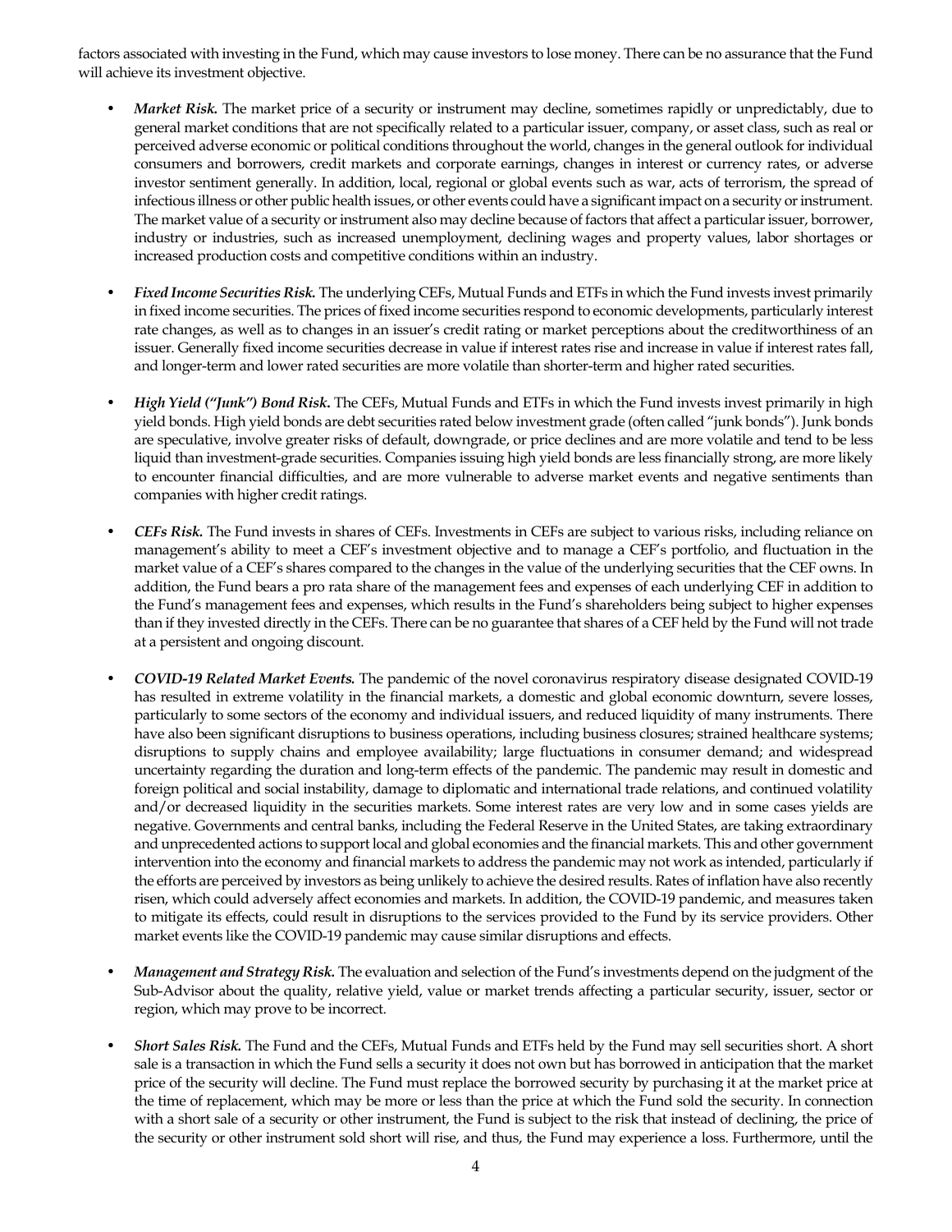factors associated with investing in the Fund, which may cause investors to lose money. There can be no assurance that the Fund will achieve its investment objective.

- ***Market Risk.*** The market price of a security or instrument may decline, sometimes rapidly or unpredictably, due to general market conditions that are not specifically related to a particular issuer, company, or asset class, such as real or perceived adverse economic or political conditions throughout the world, changes in the general outlook for individual consumers and borrowers, credit markets and corporate earnings, changes in interest or currency rates, or adverse investor sentiment generally. In addition, local, regional or global events such as war, acts of terrorism, the spread of infectious illness or other public health issues, or other events could have a significant impact on a security or instrument. The market value of a security or instrument also may decline because of factors that affect a particular issuer, borrower, industry or industries, such as increased unemployment, declining wages and property values, labor shortages or increased production costs and competitive conditions within an industry.

- ***Fixed Income Securities Risk.*** The underlying CEFs, Mutual Funds and ETFs in which the Fund invests invest primarily in fixed income securities. The prices of fixed income securities respond to economic developments, particularly interest rate changes, as well as to changes in an issuer's credit rating or market perceptions about the creditworthiness of an issuer. Generally fixed income securities decrease in value if interest rates rise and increase in value if interest rates fall, and longer-term and lower rated securities are more volatile than shorter-term and higher rated securities.

- ***High Yield ("Junk") Bond Risk.*** The CEFs, Mutual Funds and ETFs in which the Fund invests invest primarily in high yield bonds. High yield bonds are debt securities rated below investment grade (often called "junk bonds"). Junk bonds are speculative, involve greater risks of default, downgrade, or price declines and are more volatile and tend to be less liquid than investment-grade securities. Companies issuing high yield bonds are less financially strong, are more likely to encounter financial difficulties, and are more vulnerable to adverse market events and negative sentiments than companies with higher credit ratings.

- ***CEFs Risk.*** The Fund invests in shares of CEFs. Investments in CEFs are subject to various risks, including reliance on management's ability to meet a CEF's investment objective and to manage a CEF's portfolio, and fluctuation in the market value of a CEF's shares compared to the changes in the value of the underlying securities that the CEF owns. In addition, the Fund bears a pro rata share of the management fees and expenses of each underlying CEF in addition to the Fund's management fees and expenses, which results in the Fund's shareholders being subject to higher expenses than if they invested directly in the CEFs. There can be no guarantee that shares of a CEF held by the Fund will not trade at a persistent and ongoing discount.

- ***COVID-19 Related Market Events.*** The pandemic of the novel coronavirus respiratory disease designated COVID-19 has resulted in extreme volatility in the financial markets, a domestic and global economic downturn, severe losses, particularly to some sectors of the economy and individual issuers, and reduced liquidity of many instruments. There have also been significant disruptions to business operations, including business closures; strained healthcare systems; disruptions to supply chains and employee availability; large fluctuations in consumer demand; and widespread uncertainty regarding the duration and long-term effects of the pandemic. The pandemic may result in domestic and foreign political and social instability, damage to diplomatic and international trade relations, and continued volatility and/or decreased liquidity in the securities markets. Some interest rates are very low and in some cases yields are negative. Governments and central banks, including the Federal Reserve in the United States, are taking extraordinary and unprecedented actions to support local and global economies and the financial markets. This and other government intervention into the economy and financial markets to address the pandemic may not work as intended, particularly if the efforts are perceived by investors as being unlikely to achieve the desired results. Rates of inflation have also recently risen, which could adversely affect economies and markets. In addition, the COVID-19 pandemic, and measures taken to mitigate its effects, could result in disruptions to the services provided to the Fund by its service providers. Other market events like the COVID-19 pandemic may cause similar disruptions and effects.

- ***Management and Strategy Risk.*** The evaluation and selection of the Fund's investments depend on the judgment of the Sub-Advisor about the quality, relative yield, value or market trends affecting a particular security, issuer, sector or region, which may prove to be incorrect.

- ***Short Sales Risk.*** The Fund and the CEFs, Mutual Funds and ETFs held by the Fund may sell securities short. A short sale is a transaction in which the Fund sells a security it does not own but has borrowed in anticipation that the market price of the security will decline. The Fund must replace the borrowed security by purchasing it at the market price at the time of replacement, which may be more or less than the price at which the Fund sold the security. In connection with a short sale of a security or other instrument, the Fund is subject to the risk that instead of declining, the price of the security or other instrument sold short will rise, and thus, the Fund may experience a loss. Furthermore, until the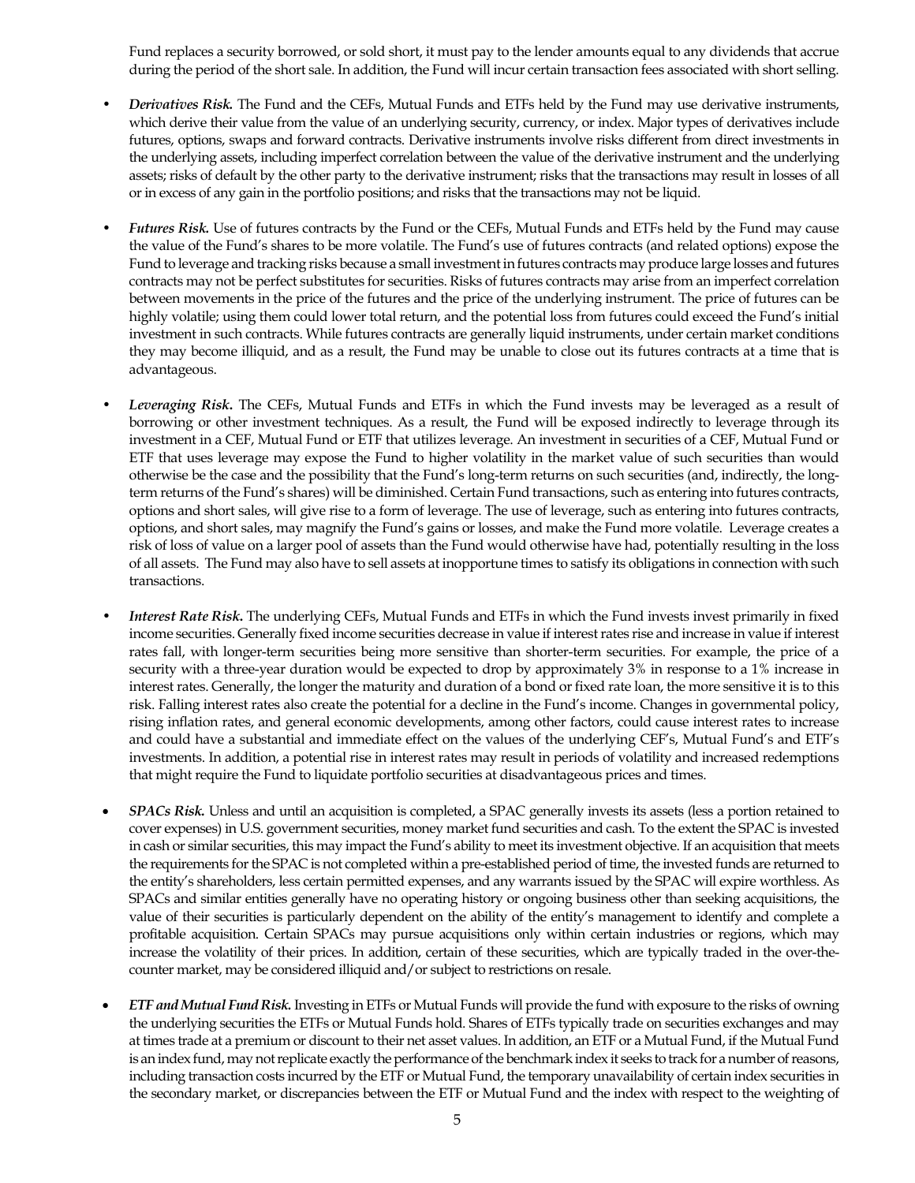Fund replaces a security borrowed, or sold short, it must pay to the lender amounts equal to any dividends that accrue during the period of the short sale. In addition, the Fund will incur certain transaction fees associated with short selling.

- ***Derivatives Risk.*** The Fund and the CEFs, Mutual Funds and ETFs held by the Fund may use derivative instruments, which derive their value from the value of an underlying security, currency, or index. Major types of derivatives include futures, options, swaps and forward contracts. Derivative instruments involve risks different from direct investments in the underlying assets, including imperfect correlation between the value of the derivative instrument and the underlying assets; risks of default by the other party to the derivative instrument; risks that the transactions may result in losses of all or in excess of any gain in the portfolio positions; and risks that the transactions may not be liquid.

- ***Futures Risk.*** Use of futures contracts by the Fund or the CEFs, Mutual Funds and ETFs held by the Fund may cause the value of the Fund's shares to be more volatile. The Fund's use of futures contracts (and related options) expose the Fund to leverage and tracking risks because a small investment in futures contracts may produce large losses and futures contracts may not be perfect substitutes for securities. Risks of futures contracts may arise from an imperfect correlation between movements in the price of the futures and the price of the underlying instrument. The price of futures can be highly volatile; using them could lower total return, and the potential loss from futures could exceed the Fund's initial investment in such contracts. While futures contracts are generally liquid instruments, under certain market conditions they may become illiquid, and as a result, the Fund may be unable to close out its futures contracts at a time that is advantageous.

- ***Leveraging Risk.*** The CEFs, Mutual Funds and ETFs in which the Fund invests may be leveraged as a result of borrowing or other investment techniques. As a result, the Fund will be exposed indirectly to leverage through its investment in a CEF, Mutual Fund or ETF that utilizes leverage. An investment in securities of a CEF, Mutual Fund or ETF that uses leverage may expose the Fund to higher volatility in the market value of such securities than would otherwise be the case and the possibility that the Fund's long-term returns on such securities (and, indirectly, the long-term returns of the Fund's shares) will be diminished. Certain Fund transactions, such as entering into futures contracts, options and short sales, will give rise to a form of leverage. The use of leverage, such as entering into futures contracts, options, and short sales, may magnify the Fund's gains or losses, and make the Fund more volatile. Leverage creates a risk of loss of value on a larger pool of assets than the Fund would otherwise have had, potentially resulting in the loss of all assets. The Fund may also have to sell assets at inopportune times to satisfy its obligations in connection with such transactions.

- ***Interest Rate Risk.*** The underlying CEFs, Mutual Funds and ETFs in which the Fund invests invest primarily in fixed income securities. Generally fixed income securities decrease in value if interest rates rise and increase in value if interest rates fall, with longer-term securities being more sensitive than shorter-term securities. For example, the price of a security with a three-year duration would be expected to drop by approximately 3% in response to a 1% increase in interest rates. Generally, the longer the maturity and duration of a bond or fixed rate loan, the more sensitive it is to this risk. Falling interest rates also create the potential for a decline in the Fund's income. Changes in governmental policy, rising inflation rates, and general economic developments, among other factors, could cause interest rates to increase and could have a substantial and immediate effect on the values of the underlying CEF's, Mutual Fund's and ETF's investments. In addition, a potential rise in interest rates may result in periods of volatility and increased redemptions that might require the Fund to liquidate portfolio securities at disadvantageous prices and times.

- ***SPACs Risk.*** Unless and until an acquisition is completed, a SPAC generally invests its assets (less a portion retained to cover expenses) in U.S. government securities, money market fund securities and cash. To the extent the SPAC is invested in cash or similar securities, this may impact the Fund's ability to meet its investment objective. If an acquisition that meets the requirements for the SPAC is not completed within a pre-established period of time, the invested funds are returned to the entity's shareholders, less certain permitted expenses, and any warrants issued by the SPAC will expire worthless. As SPACs and similar entities generally have no operating history or ongoing business other than seeking acquisitions, the value of their securities is particularly dependent on the ability of the entity's management to identify and complete a profitable acquisition. Certain SPACs may pursue acquisitions only within certain industries or regions, which may increase the volatility of their prices. In addition, certain of these securities, which are typically traded in the over-the-counter market, may be considered illiquid and/or subject to restrictions on resale.

- ***ETF and Mutual Fund Risk.*** Investing in ETFs or Mutual Funds will provide the fund with exposure to the risks of owning the underlying securities the ETFs or Mutual Funds hold. Shares of ETFs typically trade on securities exchanges and may at times trade at a premium or discount to their net asset values. In addition, an ETF or a Mutual Fund, if the Mutual Fund is an index fund, may not replicate exactly the performance of the benchmark index it seeks to track for a number of reasons, including transaction costs incurred by the ETF or Mutual Fund, the temporary unavailability of certain index securities in the secondary market, or discrepancies between the ETF or Mutual Fund and the index with respect to the weighting of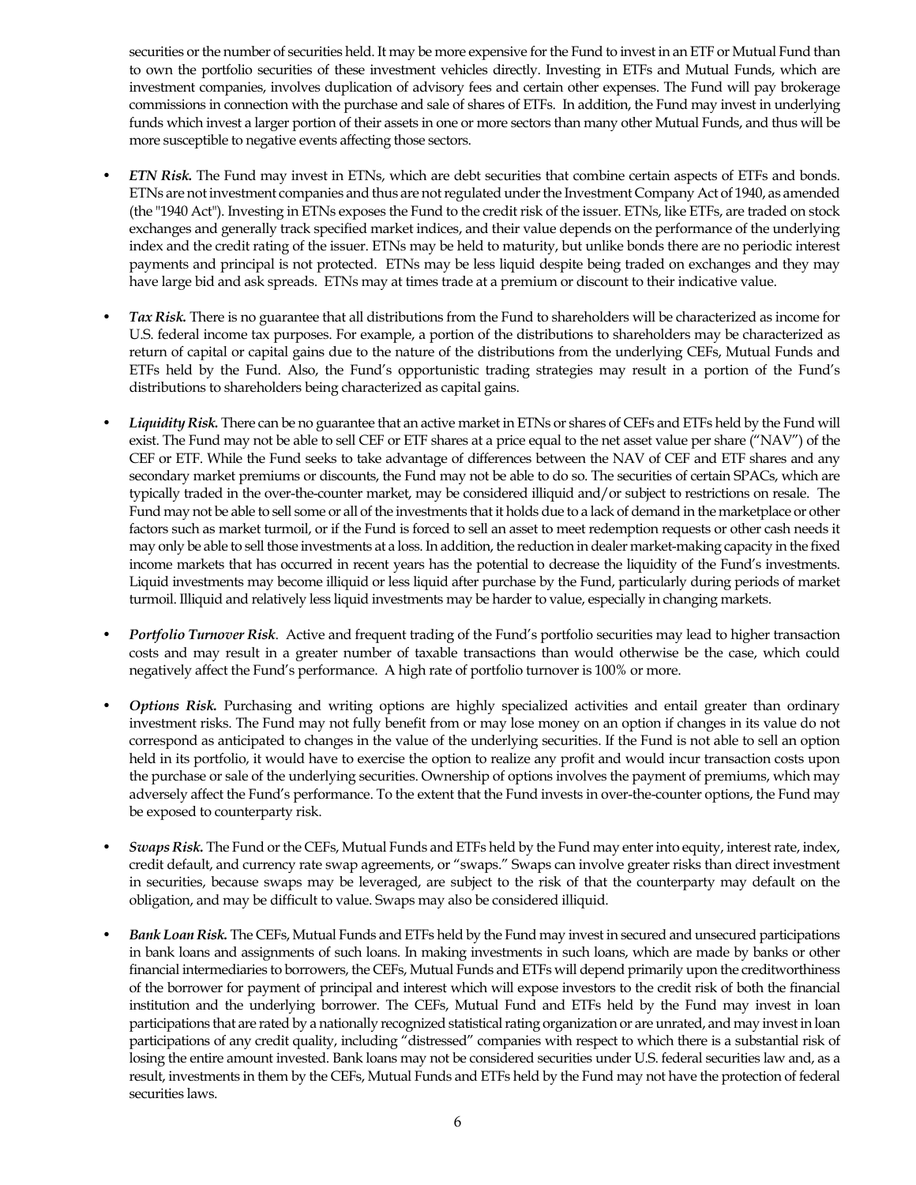securities or the number of securities held. It may be more expensive for the Fund to invest in an ETF or Mutual Fund than to own the portfolio securities of these investment vehicles directly. Investing in ETFs and Mutual Funds, which are investment companies, involves duplication of advisory fees and certain other expenses. The Fund will pay brokerage commissions in connection with the purchase and sale of shares of ETFs. In addition, the Fund may invest in underlying funds which invest a larger portion of their assets in one or more sectors than many other Mutual Funds, and thus will be more susceptible to negative events affecting those sectors.

- ***ETN Risk.*** The Fund may invest in ETNs, which are debt securities that combine certain aspects of ETFs and bonds. ETNs are not investment companies and thus are not regulated under the Investment Company Act of 1940, as amended (the "1940 Act"). Investing in ETNs exposes the Fund to the credit risk of the issuer. ETNs, like ETFs, are traded on stock exchanges and generally track specified market indices, and their value depends on the performance of the underlying index and the credit rating of the issuer. ETNs may be held to maturity, but unlike bonds there are no periodic interest payments and principal is not protected. ETNs may be less liquid despite being traded on exchanges and they may have large bid and ask spreads. ETNs may at times trade at a premium or discount to their indicative value.

- ***Tax Risk.*** There is no guarantee that all distributions from the Fund to shareholders will be characterized as income for U.S. federal income tax purposes. For example, a portion of the distributions to shareholders may be characterized as return of capital or capital gains due to the nature of the distributions from the underlying CEFs, Mutual Funds and ETFs held by the Fund. Also, the Fund's opportunistic trading strategies may result in a portion of the Fund's distributions to shareholders being characterized as capital gains.

- ***Liquidity Risk.*** There can be no guarantee that an active market in ETNs or shares of CEFs and ETFs held by the Fund will exist. The Fund may not be able to sell CEF or ETF shares at a price equal to the net asset value per share ("NAV") of the CEF or ETF. While the Fund seeks to take advantage of differences between the NAV of CEF and ETF shares and any secondary market premiums or discounts, the Fund may not be able to do so. The securities of certain SPACs, which are typically traded in the over-the-counter market, may be considered illiquid and/or subject to restrictions on resale. The Fund may not be able to sell some or all of the investments that it holds due to a lack of demand in the marketplace or other factors such as market turmoil, or if the Fund is forced to sell an asset to meet redemption requests or other cash needs it may only be able to sell those investments at a loss. In addition, the reduction in dealer market-making capacity in the fixed income markets that has occurred in recent years has the potential to decrease the liquidity of the Fund's investments. Liquid investments may become illiquid or less liquid after purchase by the Fund, particularly during periods of market turmoil. Illiquid and relatively less liquid investments may be harder to value, especially in changing markets.

- ***Portfolio Turnover Risk***. Active and frequent trading of the Fund's portfolio securities may lead to higher transaction costs and may result in a greater number of taxable transactions than would otherwise be the case, which could negatively affect the Fund's performance. A high rate of portfolio turnover is 100% or more.

- ***Options Risk.*** Purchasing and writing options are highly specialized activities and entail greater than ordinary investment risks. The Fund may not fully benefit from or may lose money on an option if changes in its value do not correspond as anticipated to changes in the value of the underlying securities. If the Fund is not able to sell an option held in its portfolio, it would have to exercise the option to realize any profit and would incur transaction costs upon the purchase or sale of the underlying securities. Ownership of options involves the payment of premiums, which may adversely affect the Fund's performance. To the extent that the Fund invests in over-the-counter options, the Fund may be exposed to counterparty risk.

- ***Swaps Risk.*** The Fund or the CEFs, Mutual Funds and ETFs held by the Fund may enter into equity, interest rate, index, credit default, and currency rate swap agreements, or "swaps." Swaps can involve greater risks than direct investment in securities, because swaps may be leveraged, are subject to the risk of that the counterparty may default on the obligation, and may be difficult to value. Swaps may also be considered illiquid.

- ***Bank Loan Risk.*** The CEFs, Mutual Funds and ETFs held by the Fund may invest in secured and unsecured participations in bank loans and assignments of such loans. In making investments in such loans, which are made by banks or other financial intermediaries to borrowers, the CEFs, Mutual Funds and ETFs will depend primarily upon the creditworthiness of the borrower for payment of principal and interest which will expose investors to the credit risk of both the financial institution and the underlying borrower. The CEFs, Mutual Fund and ETFs held by the Fund may invest in loan participations that are rated by a nationally recognized statistical rating organization or are unrated, and may invest in loan participations of any credit quality, including "distressed" companies with respect to which there is a substantial risk of losing the entire amount invested. Bank loans may not be considered securities under U.S. federal securities law and, as a result, investments in them by the CEFs, Mutual Funds and ETFs held by the Fund may not have the protection of federal securities laws.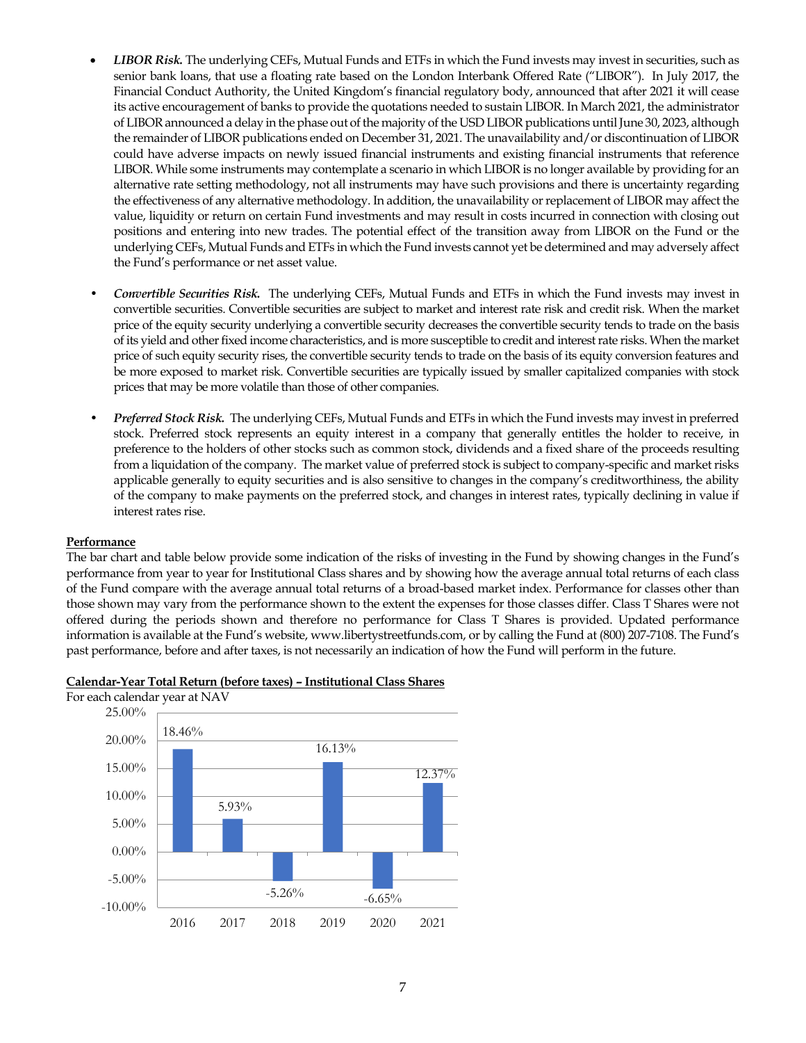- ***LIBOR Risk.*** The underlying CEFs, Mutual Funds and ETFs in which the Fund invests may invest in securities, such as senior bank loans, that use a floating rate based on the London Interbank Offered Rate ("LIBOR"). In July 2017, the Financial Conduct Authority, the United Kingdom's financial regulatory body, announced that after 2021 it will cease its active encouragement of banks to provide the quotations needed to sustain LIBOR. In March 2021, the administrator of LIBOR announced a delay in the phase out of the majority of the USD LIBOR publications until June 30, 2023, although the remainder of LIBOR publications ended on December 31, 2021. The unavailability and/or discontinuation of LIBOR could have adverse impacts on newly issued financial instruments and existing financial instruments that reference LIBOR. While some instruments may contemplate a scenario in which LIBOR is no longer available by providing for an alternative rate setting methodology, not all instruments may have such provisions and there is uncertainty regarding the effectiveness of any alternative methodology. In addition, the unavailability or replacement of LIBOR may affect the value, liquidity or return on certain Fund investments and may result in costs incurred in connection with closing out positions and entering into new trades. The potential effect of the transition away from LIBOR on the Fund or the underlying CEFs, Mutual Funds and ETFs in which the Fund invests cannot yet be determined and may adversely affect the Fund's performance or net asset value.

- ***Convertible Securities Risk.*** The underlying CEFs, Mutual Funds and ETFs in which the Fund invests may invest in convertible securities. Convertible securities are subject to market and interest rate risk and credit risk. When the market price of the equity security underlying a convertible security decreases the convertible security tends to trade on the basis of its yield and other fixed income characteristics, and is more susceptible to credit and interest rate risks. When the market price of such equity security rises, the convertible security tends to trade on the basis of its equity conversion features and be more exposed to market risk. Convertible securities are typically issued by smaller capitalized companies with stock prices that may be more volatile than those of other companies.

- ***Preferred Stock Risk.*** The underlying CEFs, Mutual Funds and ETFs in which the Fund invests may invest in preferred stock. Preferred stock represents an equity interest in a company that generally entitles the holder to receive, in preference to the holders of other stocks such as common stock, dividends and a fixed share of the proceeds resulting from a liquidation of the company. The market value of preferred stock is subject to company-specific and market risks applicable generally to equity securities and is also sensitive to changes in the company's creditworthiness, the ability of the company to make payments on the preferred stock, and changes in interest rates, typically declining in value if interest rates rise.

**Performance**

The bar chart and table below provide some indication of the risks of investing in the Fund by showing changes in the Fund's performance from year to year for Institutional Class shares and by showing how the average annual total returns of each class of the Fund compare with the average annual total returns of a broad-based market index. Performance for classes other than those shown may vary from the performance shown to the extent the expenses for those classes differ. Class T Shares were not offered during the periods shown and therefore no performance for Class T Shares is provided. Updated performance information is available at the Fund's website, www.libertystreetfunds.com, or by calling the Fund at (800) 207-7108. The Fund's past performance, before and after taxes, is not necessarily an indication of how the Fund will perform in the future.

**Calendar-Year Total Return (before taxes) – Institutional Class Shares**

For each calendar year at NAV

| Year | Total Return |
|---|---|
| 2016 | 18.46% |
| 2017 | 5.93% |
| 2018 | -5.26% |
| 2019 | 16.13% |
| 2020 | -6.65% |
| 2021 | 12.37% |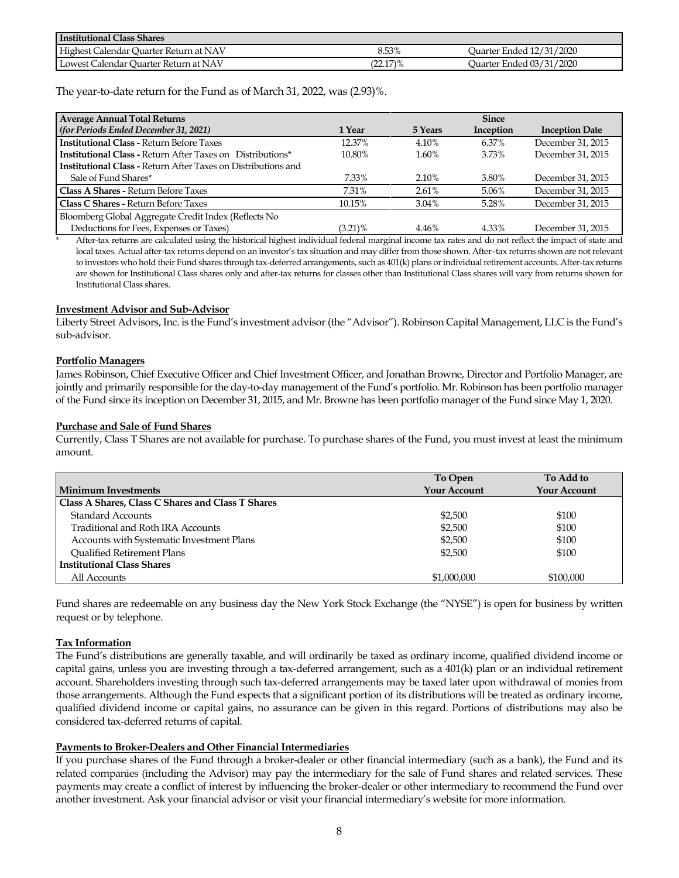| Institutional Class Shares | | |
|---|---|---|
| Highest Calendar Quarter Return at NAV | 8.53% | Quarter Ended 12/31/2020 |
| Lowest Calendar Quarter Return at NAV | (22.17)% | Quarter Ended 03/31/2020 |

The year-to-date return for the Fund as of March 31, 2022, was (2.93)%.

| **Average Annual Total Returns** *(for Periods Ended December 31, 2021)* | 1 Year | 5 Years | Since Inception | Inception Date |
|---|---|---|---|---|
| **Institutional Class -** Return Before Taxes | 12.37% | 4.10% | 6.37% | December 31, 2015 |
| **Institutional Class -** Return After Taxes on Distributions* | 10.80% | 1.60% | 3.73% | December 31, 2015 |
| **Institutional Class -** Return After Taxes on Distributions and Sale of Fund Shares* | 7.33% | 2.10% | 3.80% | December 31, 2015 |
| **Class A Shares -** Return Before Taxes | 7.31% | 2.61% | 5.06% | December 31, 2015 |
| **Class C Shares -** Return Before Taxes | 10.15% | 3.04% | 5.28% | December 31, 2015 |
| Bloomberg Global Aggregate Credit Index (Reflects No Deductions for Fees, Expenses or Taxes) | (3.21)% | 4.46% | 4.33% | December 31, 2015 |

\* After-tax returns are calculated using the historical highest individual federal marginal income tax rates and do not reflect the impact of state and local taxes. Actual after-tax returns depend on an investor's tax situation and may differ from those shown. After–tax returns shown are not relevant to investors who hold their Fund shares through tax-deferred arrangements, such as 401(k) plans or individual retirement accounts. After-tax returns are shown for Institutional Class shares only and after-tax returns for classes other than Institutional Class shares will vary from returns shown for Institutional Class shares.

## Investment Advisor and Sub-Advisor

Liberty Street Advisors, Inc. is the Fund's investment advisor (the "Advisor"). Robinson Capital Management, LLC is the Fund's sub-advisor.

## Portfolio Managers

James Robinson, Chief Executive Officer and Chief Investment Officer, and Jonathan Browne, Director and Portfolio Manager, are jointly and primarily responsible for the day-to-day management of the Fund's portfolio. Mr. Robinson has been portfolio manager of the Fund since its inception on December 31, 2015, and Mr. Browne has been portfolio manager of the Fund since May 1, 2020.

## Purchase and Sale of Fund Shares

Currently, Class T Shares are not available for purchase. To purchase shares of the Fund, you must invest at least the minimum amount.

| Minimum Investments | To Open Your Account | To Add to Your Account |
|---|---|---|
| **Class A Shares, Class C Shares and Class T Shares** | | |
| Standard Accounts | $2,500 | $100 |
| Traditional and Roth IRA Accounts | $2,500 | $100 |
| Accounts with Systematic Investment Plans | $2,500 | $100 |
| Qualified Retirement Plans | $2,500 | $100 |
| **Institutional Class Shares** | | |
| All Accounts | $1,000,000 | $100,000 |

Fund shares are redeemable on any business day the New York Stock Exchange (the "NYSE") is open for business by written request or by telephone.

## Tax Information

The Fund's distributions are generally taxable, and will ordinarily be taxed as ordinary income, qualified dividend income or capital gains, unless you are investing through a tax-deferred arrangement, such as a 401(k) plan or an individual retirement account. Shareholders investing through such tax-deferred arrangements may be taxed later upon withdrawal of monies from those arrangements. Although the Fund expects that a significant portion of its distributions will be treated as ordinary income, qualified dividend income or capital gains, no assurance can be given in this regard. Portions of distributions may also be considered tax-deferred returns of capital.

## Payments to Broker-Dealers and Other Financial Intermediaries

If you purchase shares of the Fund through a broker-dealer or other financial intermediary (such as a bank), the Fund and its related companies (including the Advisor) may pay the intermediary for the sale of Fund shares and related services. These payments may create a conflict of interest by influencing the broker-dealer or other intermediary to recommend the Fund over another investment. Ask your financial advisor or visit your financial intermediary's website for more information.